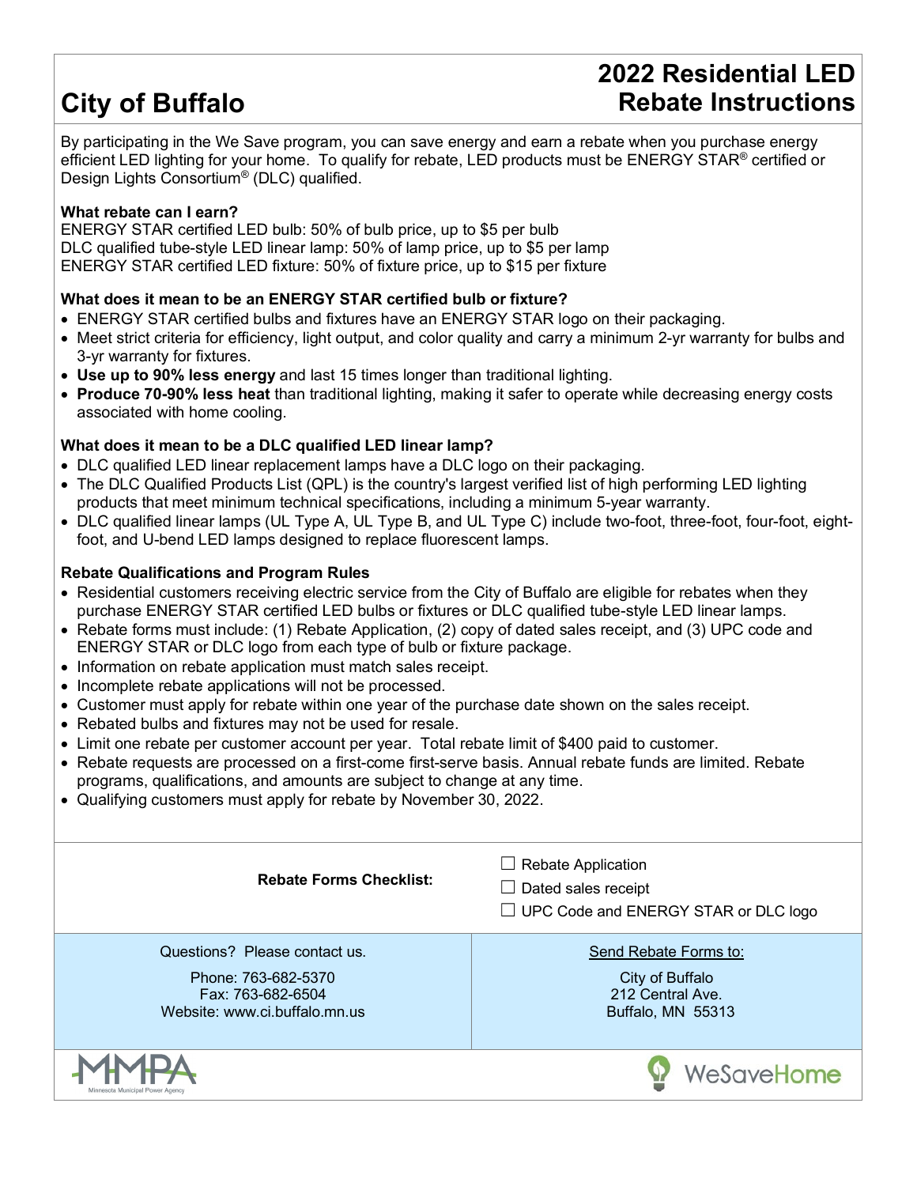# City of Buffalo

# 2022 Residential LED Rebate Instructions

By participating in the We Save program, you can save energy and earn a rebate when you purchase energy efficient LED lighting for your home. To qualify for rebate, LED products must be ENERGY STAR® certified or Design Lights Consortium® (DLC) qualified.

**What rebate can I earn?**

ENERGY STAR certified LED bulb: 50% of bulb price, up to $5 per bulb
DLC qualified tube-style LED linear lamp: 50% of lamp price, up to $5 per lamp
ENERGY STAR certified LED fixture: 50% of fixture price, up to $15 per fixture

**What does it mean to be an ENERGY STAR certified bulb or fixture?**

- ENERGY STAR certified bulbs and fixtures have an ENERGY STAR logo on their packaging.
- Meet strict criteria for efficiency, light output, and color quality and carry a minimum 2-yr warranty for bulbs and 3-yr warranty for fixtures.
- **Use up to 90% less energy** and last 15 times longer than traditional lighting.
- **Produce 70-90% less heat** than traditional lighting, making it safer to operate while decreasing energy costs associated with home cooling.

**What does it mean to be a DLC qualified LED linear lamp?**

- DLC qualified LED linear replacement lamps have a DLC logo on their packaging.
- The DLC Qualified Products List (QPL) is the country's largest verified list of high performing LED lighting products that meet minimum technical specifications, including a minimum 5-year warranty.
- DLC qualified linear lamps (UL Type A, UL Type B, and UL Type C) include two-foot, three-foot, four-foot, eight-foot, and U-bend LED lamps designed to replace fluorescent lamps.

**Rebate Qualifications and Program Rules**

- Residential customers receiving electric service from the City of Buffalo are eligible for rebates when they purchase ENERGY STAR certified LED bulbs or fixtures or DLC qualified tube-style LED linear lamps.
- Rebate forms must include: (1) Rebate Application, (2) copy of dated sales receipt, and (3) UPC code and ENERGY STAR or DLC logo from each type of bulb or fixture package.
- Information on rebate application must match sales receipt.
- Incomplete rebate applications will not be processed.
- Customer must apply for rebate within one year of the purchase date shown on the sales receipt.
- Rebated bulbs and fixtures may not be used for resale.
- Limit one rebate per customer account per year. Total rebate limit of $400 paid to customer.
- Rebate requests are processed on a first-come first-serve basis. Annual rebate funds are limited. Rebate programs, qualifications, and amounts are subject to change at any time.
- Qualifying customers must apply for rebate by November 30, 2022.

**Rebate Forms Checklist:**

- ☐ Rebate Application
- ☐ Dated sales receipt
- ☐ UPC Code and ENERGY STAR or DLC logo

Questions? Please contact us.

Phone: 763-682-5370
Fax: 763-682-6504
Website: www.ci.buffalo.mn.us

Send Rebate Forms to:

City of Buffalo
212 Central Ave.
Buffalo, MN 55313

MMPA Minnesota Municipal Power Agency

WeSaveHome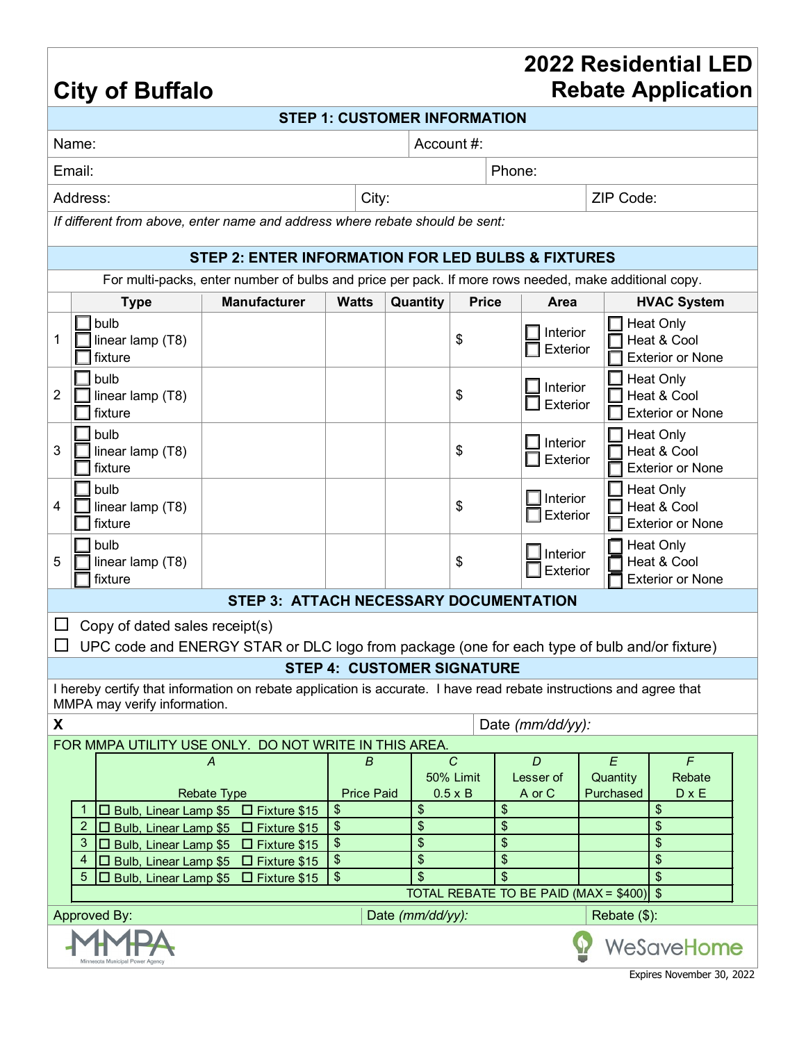# City of Buffalo

# 2022 Residential LED Rebate Application

## STEP 1: CUSTOMER INFORMATION

| | |
|---|---|
| Name: | Account #: |
| Email: | Phone: |
| Address: | City: / ZIP Code: |

*If different from above, enter name and address where rebate should be sent:*

## STEP 2: ENTER INFORMATION FOR LED BULBS & FIXTURES

For multi-packs, enter number of bulbs and price per pack. If more rows needed, make additional copy.

| | Type | Manufacturer | Watts | Quantity | Price | Area | HVAC System |
|---|---|---|---|---|---|---|---|
| 1 | ☐ bulb ☐ linear lamp (T8) ☐ fixture | | | | $ | ☐ Interior ☐ Exterior | ☐ Heat Only ☐ Heat & Cool ☐ Exterior or None |
| 2 | ☐ bulb ☐ linear lamp (T8) ☐ fixture | | | | $ | ☐ Interior ☐ Exterior | ☐ Heat Only ☐ Heat & Cool ☐ Exterior or None |
| 3 | ☐ bulb ☐ linear lamp (T8) ☐ fixture | | | | $ | ☐ Interior ☐ Exterior | ☐ Heat Only ☐ Heat & Cool ☐ Exterior or None |
| 4 | ☐ bulb ☐ linear lamp (T8) ☐ fixture | | | | $ | ☐ Interior ☐ Exterior | ☐ Heat Only ☐ Heat & Cool ☐ Exterior or None |
| 5 | ☐ bulb ☐ linear lamp (T8) ☐ fixture | | | | $ | ☐ Interior ☐ Exterior | ☐ Heat Only ☐ Heat & Cool ☐ Exterior or None |

## STEP 3: ATTACH NECESSARY DOCUMENTATION

☐ Copy of dated sales receipt(s)

☐ UPC code and ENERGY STAR or DLC logo from package (one for each type of bulb and/or fixture)

## STEP 4: CUSTOMER SIGNATURE

I hereby certify that information on rebate application is accurate. I have read rebate instructions and agree that MMPA may verify information.

X _______________ Date *(mm/dd/yy)*:

FOR MMPA UTILITY USE ONLY. DO NOT WRITE IN THIS AREA.

| | A<br>Rebate Type | B<br>Price Paid | C<br>50% Limit<br>0.5 x B | D<br>Lesser of<br>A or C | E<br>Quantity<br>Purchased | F<br>Rebate<br>D x E |
|---|---|---|---|---|---|---|
| 1 | ☐ Bulb, Linear Lamp $5 ☐ Fixture $15 | $ | $ | $ | | $ |
| 2 | ☐ Bulb, Linear Lamp $5 ☐ Fixture $15 | $ | $ | $ | | $ |
| 3 | ☐ Bulb, Linear Lamp $5 ☐ Fixture $15 | $ | $ | $ | | $ |
| 4 | ☐ Bulb, Linear Lamp $5 ☐ Fixture $15 | $ | $ | $ | | $ |
| 5 | ☐ Bulb, Linear Lamp $5 ☐ Fixture $15 | $ | $ | $ | | $ |
| | | | TOTAL REBATE TO BE PAID (MAX = $400) | | | $ |

Approved By: _______________ Date *(mm/dd/yy)*: _______________ Rebate ($): _______________

MMPA Minnesota Municipal Power Agency

WeSaveHome

Expires November 30, 2022